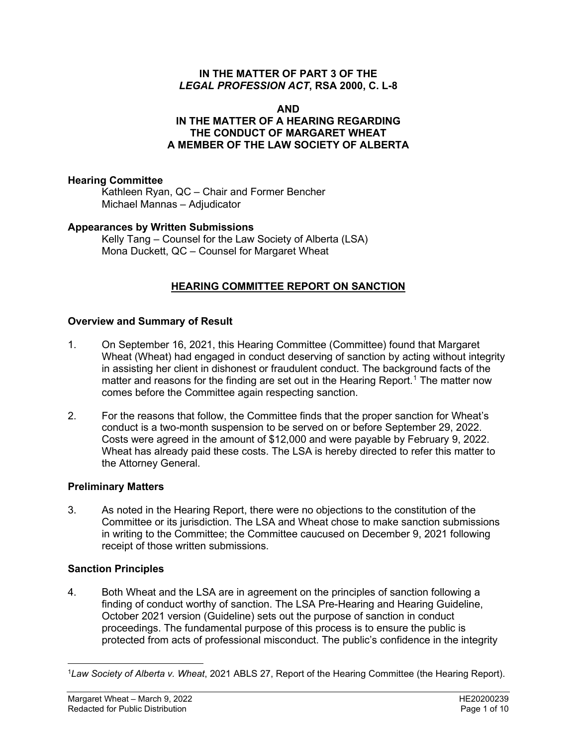**IN THE MATTER OF PART 3 OF THE *LEGAL PROFESSION ACT*, RSA 2000, C. L-8**

**AND**

**IN THE MATTER OF A HEARING REGARDING THE CONDUCT OF MARGARET WHEAT A MEMBER OF THE LAW SOCIETY OF ALBERTA**

**Hearing Committee**

Kathleen Ryan, QC – Chair and Former Bencher
Michael Mannas – Adjudicator

**Appearances by Written Submissions**

Kelly Tang – Counsel for the Law Society of Alberta (LSA)
Mona Duckett, QC – Counsel for Margaret Wheat

## HEARING COMMITTEE REPORT ON SANCTION

### Overview and Summary of Result

1. On September 16, 2021, this Hearing Committee (Committee) found that Margaret Wheat (Wheat) had engaged in conduct deserving of sanction by acting without integrity in assisting her client in dishonest or fraudulent conduct. The background facts of the matter and reasons for the finding are set out in the Hearing Report.[1] The matter now comes before the Committee again respecting sanction.

2. For the reasons that follow, the Committee finds that the proper sanction for Wheat's conduct is a two-month suspension to be served on or before September 29, 2022. Costs were agreed in the amount of $12,000 and were payable by February 9, 2022. Wheat has already paid these costs. The LSA is hereby directed to refer this matter to the Attorney General.

### Preliminary Matters

3. As noted in the Hearing Report, there were no objections to the constitution of the Committee or its jurisdiction. The LSA and Wheat chose to make sanction submissions in writing to the Committee; the Committee caucused on December 9, 2021 following receipt of those written submissions.

### Sanction Principles

4. Both Wheat and the LSA are in agreement on the principles of sanction following a finding of conduct worthy of sanction. The LSA Pre-Hearing and Hearing Guideline, October 2021 version (Guideline) sets out the purpose of sanction in conduct proceedings. The fundamental purpose of this process is to ensure the public is protected from acts of professional misconduct. The public's confidence in the integrity

[1] *Law Society of Alberta v. Wheat*, 2021 ABLS 27, Report of the Hearing Committee (the Hearing Report).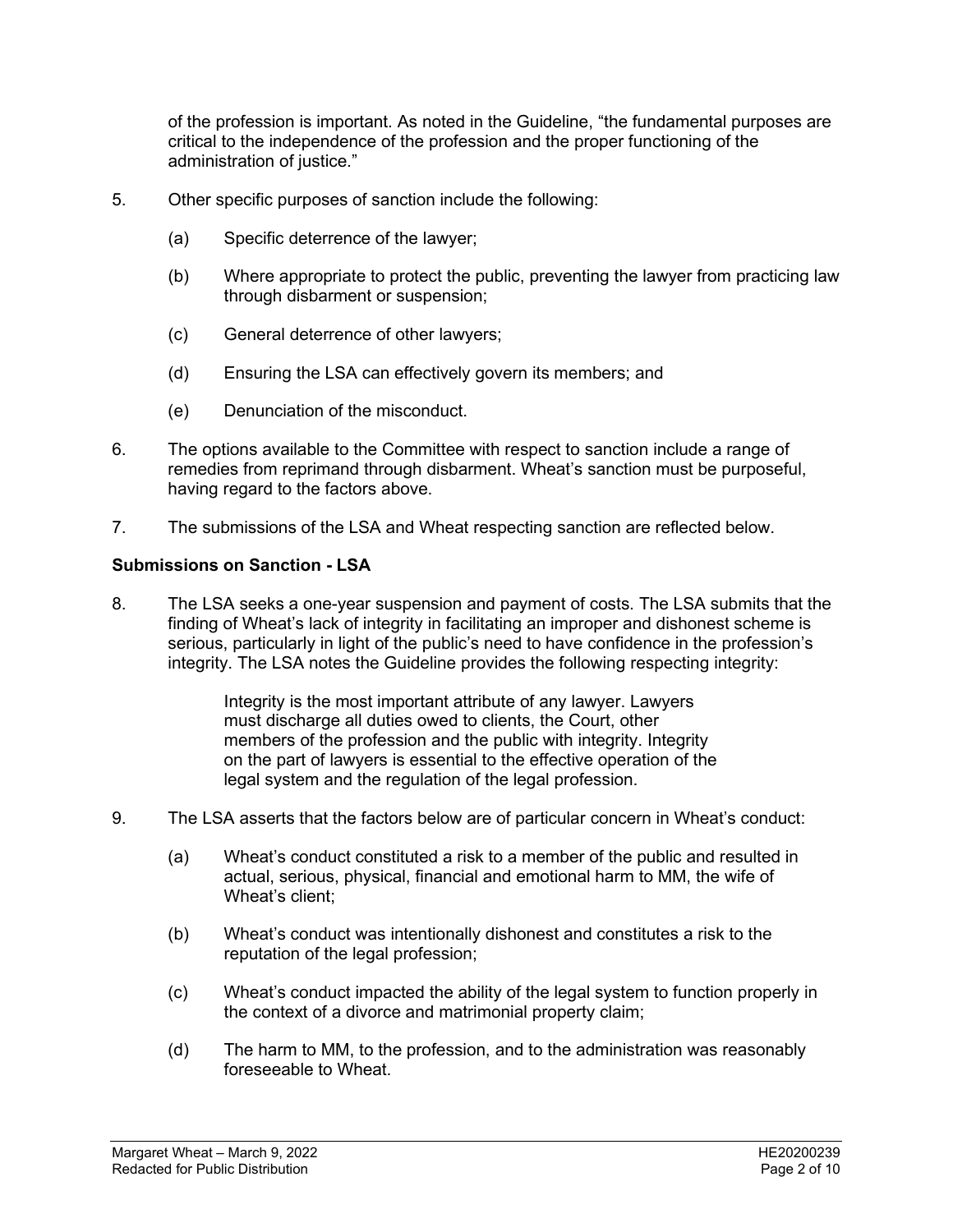of the profession is important. As noted in the Guideline, "the fundamental purposes are critical to the independence of the profession and the proper functioning of the administration of justice."

5. Other specific purposes of sanction include the following:

   (a) Specific deterrence of the lawyer;

   (b) Where appropriate to protect the public, preventing the lawyer from practicing law through disbarment or suspension;

   (c) General deterrence of other lawyers;

   (d) Ensuring the LSA can effectively govern its members; and

   (e) Denunciation of the misconduct.

6. The options available to the Committee with respect to sanction include a range of remedies from reprimand through disbarment. Wheat's sanction must be purposeful, having regard to the factors above.

7. The submissions of the LSA and Wheat respecting sanction are reflected below.

**Submissions on Sanction - LSA**

8. The LSA seeks a one-year suspension and payment of costs. The LSA submits that the finding of Wheat's lack of integrity in facilitating an improper and dishonest scheme is serious, particularly in light of the public's need to have confidence in the profession's integrity. The LSA notes the Guideline provides the following respecting integrity:

   > Integrity is the most important attribute of any lawyer. Lawyers must discharge all duties owed to clients, the Court, other members of the profession and the public with integrity. Integrity on the part of lawyers is essential to the effective operation of the legal system and the regulation of the legal profession.

9. The LSA asserts that the factors below are of particular concern in Wheat's conduct:

   (a) Wheat's conduct constituted a risk to a member of the public and resulted in actual, serious, physical, financial and emotional harm to MM, the wife of Wheat's client;

   (b) Wheat's conduct was intentionally dishonest and constitutes a risk to the reputation of the legal profession;

   (c) Wheat's conduct impacted the ability of the legal system to function properly in the context of a divorce and matrimonial property claim;

   (d) The harm to MM, to the profession, and to the administration was reasonably foreseeable to Wheat.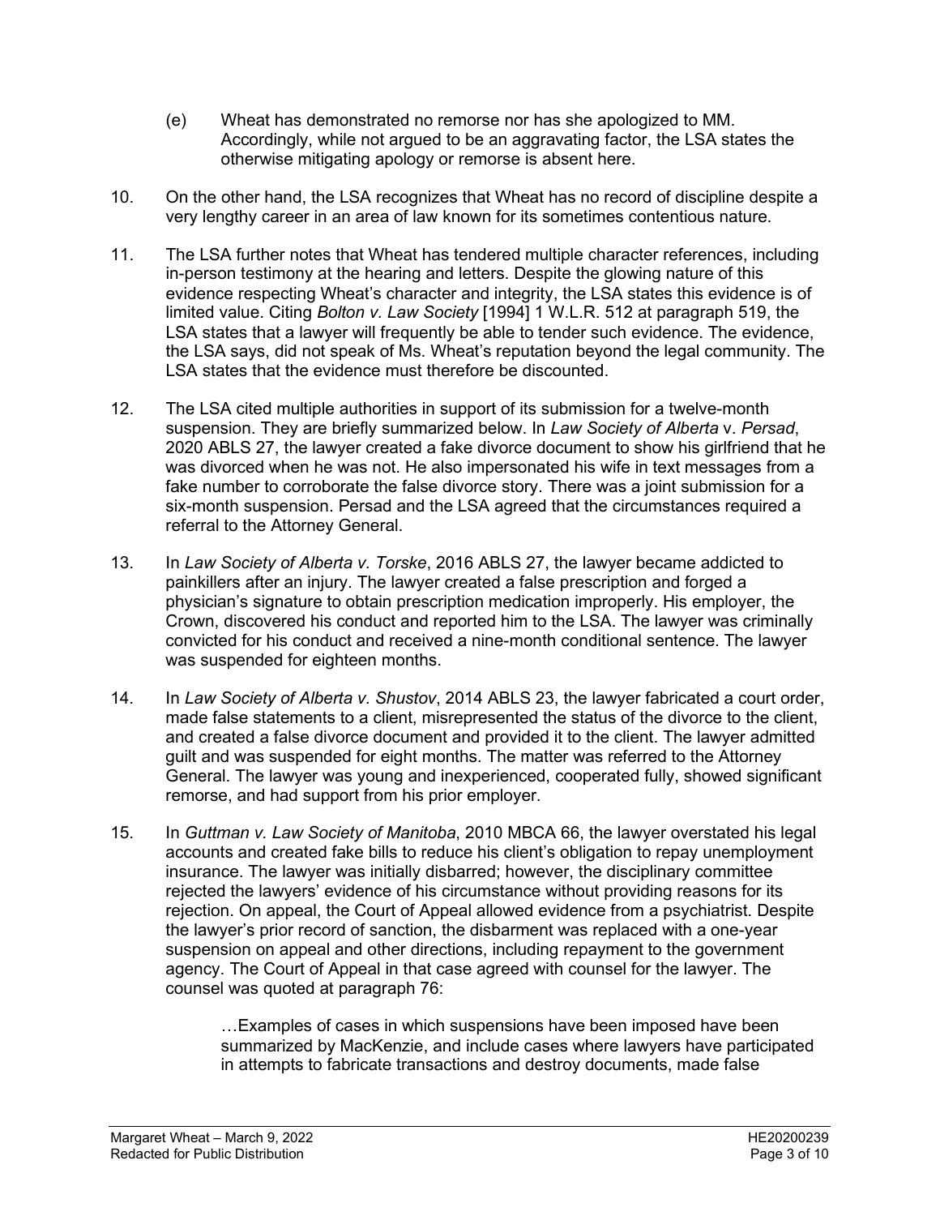(e) Wheat has demonstrated no remorse nor has she apologized to MM. Accordingly, while not argued to be an aggravating factor, the LSA states the otherwise mitigating apology or remorse is absent here.

10. On the other hand, the LSA recognizes that Wheat has no record of discipline despite a very lengthy career in an area of law known for its sometimes contentious nature.

11. The LSA further notes that Wheat has tendered multiple character references, including in-person testimony at the hearing and letters. Despite the glowing nature of this evidence respecting Wheat's character and integrity, the LSA states this evidence is of limited value. Citing *Bolton v. Law Society* [1994] 1 W.L.R. 512 at paragraph 519, the LSA states that a lawyer will frequently be able to tender such evidence. The evidence, the LSA says, did not speak of Ms. Wheat's reputation beyond the legal community. The LSA states that the evidence must therefore be discounted.

12. The LSA cited multiple authorities in support of its submission for a twelve-month suspension. They are briefly summarized below. In *Law Society of Alberta* v. *Persad*, 2020 ABLS 27, the lawyer created a fake divorce document to show his girlfriend that he was divorced when he was not. He also impersonated his wife in text messages from a fake number to corroborate the false divorce story. There was a joint submission for a six-month suspension. Persad and the LSA agreed that the circumstances required a referral to the Attorney General.

13. In *Law Society of Alberta v. Torske*, 2016 ABLS 27, the lawyer became addicted to painkillers after an injury. The lawyer created a false prescription and forged a physician's signature to obtain prescription medication improperly. His employer, the Crown, discovered his conduct and reported him to the LSA. The lawyer was criminally convicted for his conduct and received a nine-month conditional sentence. The lawyer was suspended for eighteen months.

14. In *Law Society of Alberta v. Shustov*, 2014 ABLS 23, the lawyer fabricated a court order, made false statements to a client, misrepresented the status of the divorce to the client, and created a false divorce document and provided it to the client. The lawyer admitted guilt and was suspended for eight months. The matter was referred to the Attorney General. The lawyer was young and inexperienced, cooperated fully, showed significant remorse, and had support from his prior employer.

15. In *Guttman v. Law Society of Manitoba*, 2010 MBCA 66, the lawyer overstated his legal accounts and created fake bills to reduce his client's obligation to repay unemployment insurance. The lawyer was initially disbarred; however, the disciplinary committee rejected the lawyers' evidence of his circumstance without providing reasons for its rejection. On appeal, the Court of Appeal allowed evidence from a psychiatrist. Despite the lawyer's prior record of sanction, the disbarment was replaced with a one-year suspension on appeal and other directions, including repayment to the government agency. The Court of Appeal in that case agreed with counsel for the lawyer. The counsel was quoted at paragraph 76:

> …Examples of cases in which suspensions have been imposed have been summarized by MacKenzie, and include cases where lawyers have participated in attempts to fabricate transactions and destroy documents, made false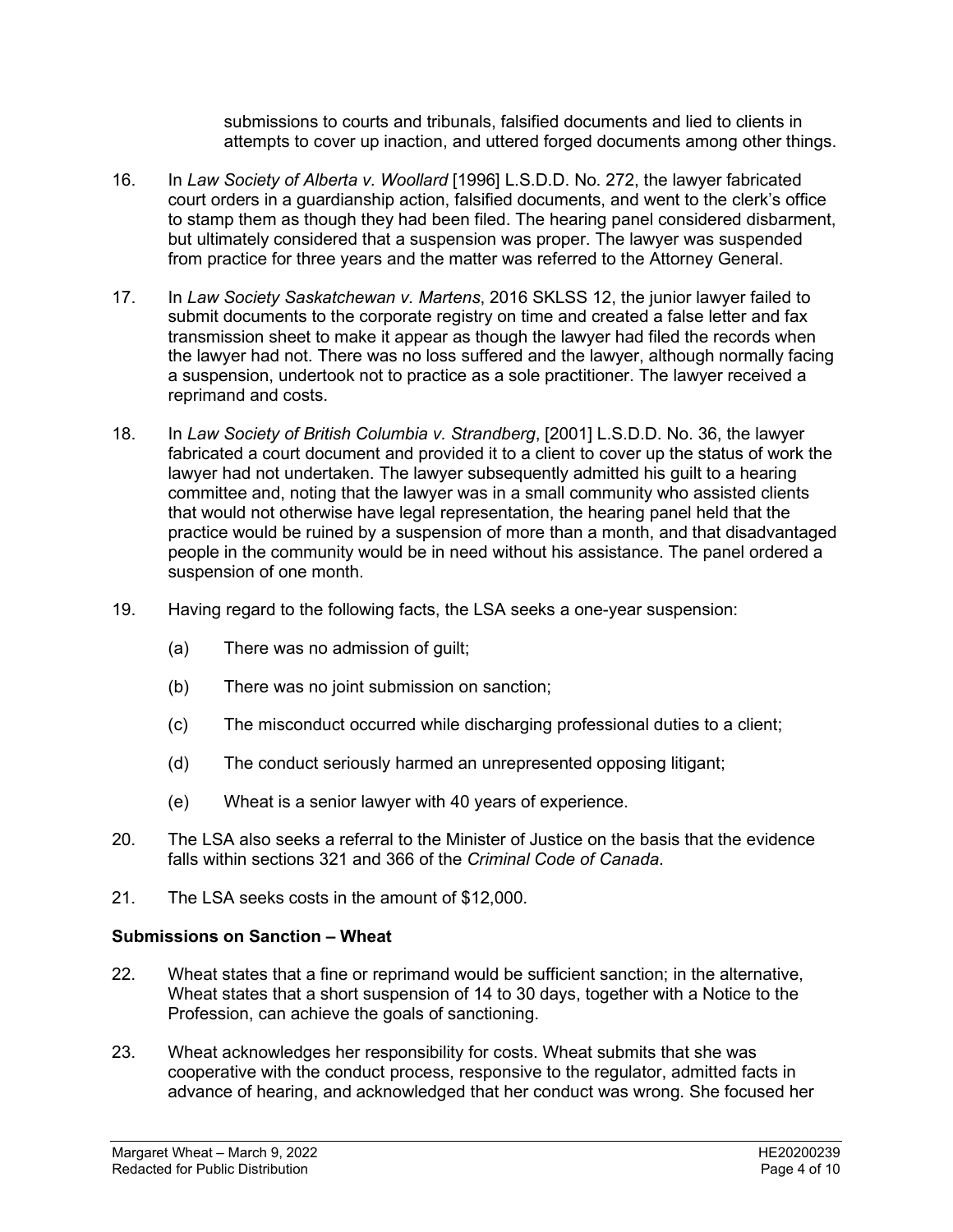submissions to courts and tribunals, falsified documents and lied to clients in attempts to cover up inaction, and uttered forged documents among other things.

16. In *Law Society of Alberta v. Woollard* [1996] L.S.D.D. No. 272, the lawyer fabricated court orders in a guardianship action, falsified documents, and went to the clerk's office to stamp them as though they had been filed. The hearing panel considered disbarment, but ultimately considered that a suspension was proper. The lawyer was suspended from practice for three years and the matter was referred to the Attorney General.

17. In *Law Society Saskatchewan v. Martens*, 2016 SKLSS 12, the junior lawyer failed to submit documents to the corporate registry on time and created a false letter and fax transmission sheet to make it appear as though the lawyer had filed the records when the lawyer had not. There was no loss suffered and the lawyer, although normally facing a suspension, undertook not to practice as a sole practitioner. The lawyer received a reprimand and costs.

18. In *Law Society of British Columbia v. Strandberg*, [2001] L.S.D.D. No. 36, the lawyer fabricated a court document and provided it to a client to cover up the status of work the lawyer had not undertaken. The lawyer subsequently admitted his guilt to a hearing committee and, noting that the lawyer was in a small community who assisted clients that would not otherwise have legal representation, the hearing panel held that the practice would be ruined by a suspension of more than a month, and that disadvantaged people in the community would be in need without his assistance. The panel ordered a suspension of one month.

19. Having regard to the following facts, the LSA seeks a one-year suspension:

    (a) There was no admission of guilt;

    (b) There was no joint submission on sanction;

    (c) The misconduct occurred while discharging professional duties to a client;

    (d) The conduct seriously harmed an unrepresented opposing litigant;

    (e) Wheat is a senior lawyer with 40 years of experience.

20. The LSA also seeks a referral to the Minister of Justice on the basis that the evidence falls within sections 321 and 366 of the *Criminal Code of Canada*.

21. The LSA seeks costs in the amount of $12,000.

**Submissions on Sanction – Wheat**

22. Wheat states that a fine or reprimand would be sufficient sanction; in the alternative, Wheat states that a short suspension of 14 to 30 days, together with a Notice to the Profession, can achieve the goals of sanctioning.

23. Wheat acknowledges her responsibility for costs. Wheat submits that she was cooperative with the conduct process, responsive to the regulator, admitted facts in advance of hearing, and acknowledged that her conduct was wrong. She focused her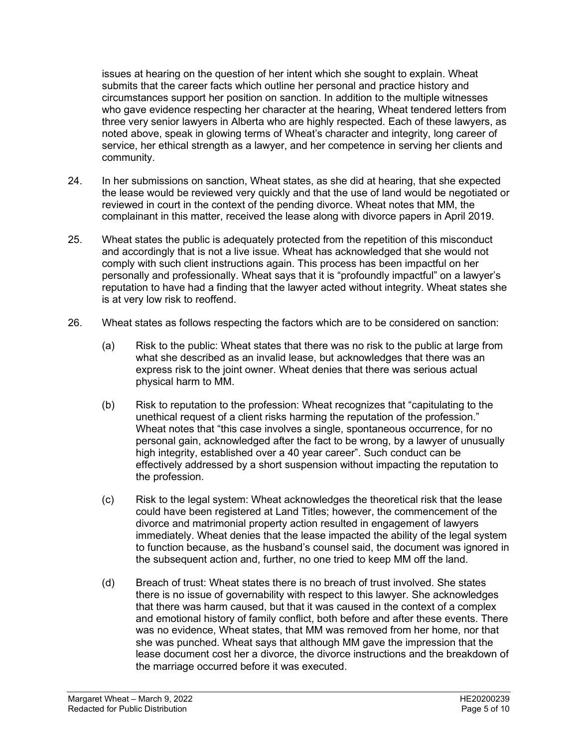issues at hearing on the question of her intent which she sought to explain. Wheat submits that the career facts which outline her personal and practice history and circumstances support her position on sanction. In addition to the multiple witnesses who gave evidence respecting her character at the hearing, Wheat tendered letters from three very senior lawyers in Alberta who are highly respected. Each of these lawyers, as noted above, speak in glowing terms of Wheat's character and integrity, long career of service, her ethical strength as a lawyer, and her competence in serving her clients and community.

24. In her submissions on sanction, Wheat states, as she did at hearing, that she expected the lease would be reviewed very quickly and that the use of land would be negotiated or reviewed in court in the context of the pending divorce. Wheat notes that MM, the complainant in this matter, received the lease along with divorce papers in April 2019.

25. Wheat states the public is adequately protected from the repetition of this misconduct and accordingly that is not a live issue. Wheat has acknowledged that she would not comply with such client instructions again. This process has been impactful on her personally and professionally. Wheat says that it is "profoundly impactful" on a lawyer's reputation to have had a finding that the lawyer acted without integrity. Wheat states she is at very low risk to reoffend.

26. Wheat states as follows respecting the factors which are to be considered on sanction:

    (a) Risk to the public: Wheat states that there was no risk to the public at large from what she described as an invalid lease, but acknowledges that there was an express risk to the joint owner. Wheat denies that there was serious actual physical harm to MM.

    (b) Risk to reputation to the profession: Wheat recognizes that "capitulating to the unethical request of a client risks harming the reputation of the profession." Wheat notes that "this case involves a single, spontaneous occurrence, for no personal gain, acknowledged after the fact to be wrong, by a lawyer of unusually high integrity, established over a 40 year career". Such conduct can be effectively addressed by a short suspension without impacting the reputation to the profession.

    (c) Risk to the legal system: Wheat acknowledges the theoretical risk that the lease could have been registered at Land Titles; however, the commencement of the divorce and matrimonial property action resulted in engagement of lawyers immediately. Wheat denies that the lease impacted the ability of the legal system to function because, as the husband's counsel said, the document was ignored in the subsequent action and, further, no one tried to keep MM off the land.

    (d) Breach of trust: Wheat states there is no breach of trust involved. She states there is no issue of governability with respect to this lawyer. She acknowledges that there was harm caused, but that it was caused in the context of a complex and emotional history of family conflict, both before and after these events. There was no evidence, Wheat states, that MM was removed from her home, nor that she was punched. Wheat says that although MM gave the impression that the lease document cost her a divorce, the divorce instructions and the breakdown of the marriage occurred before it was executed.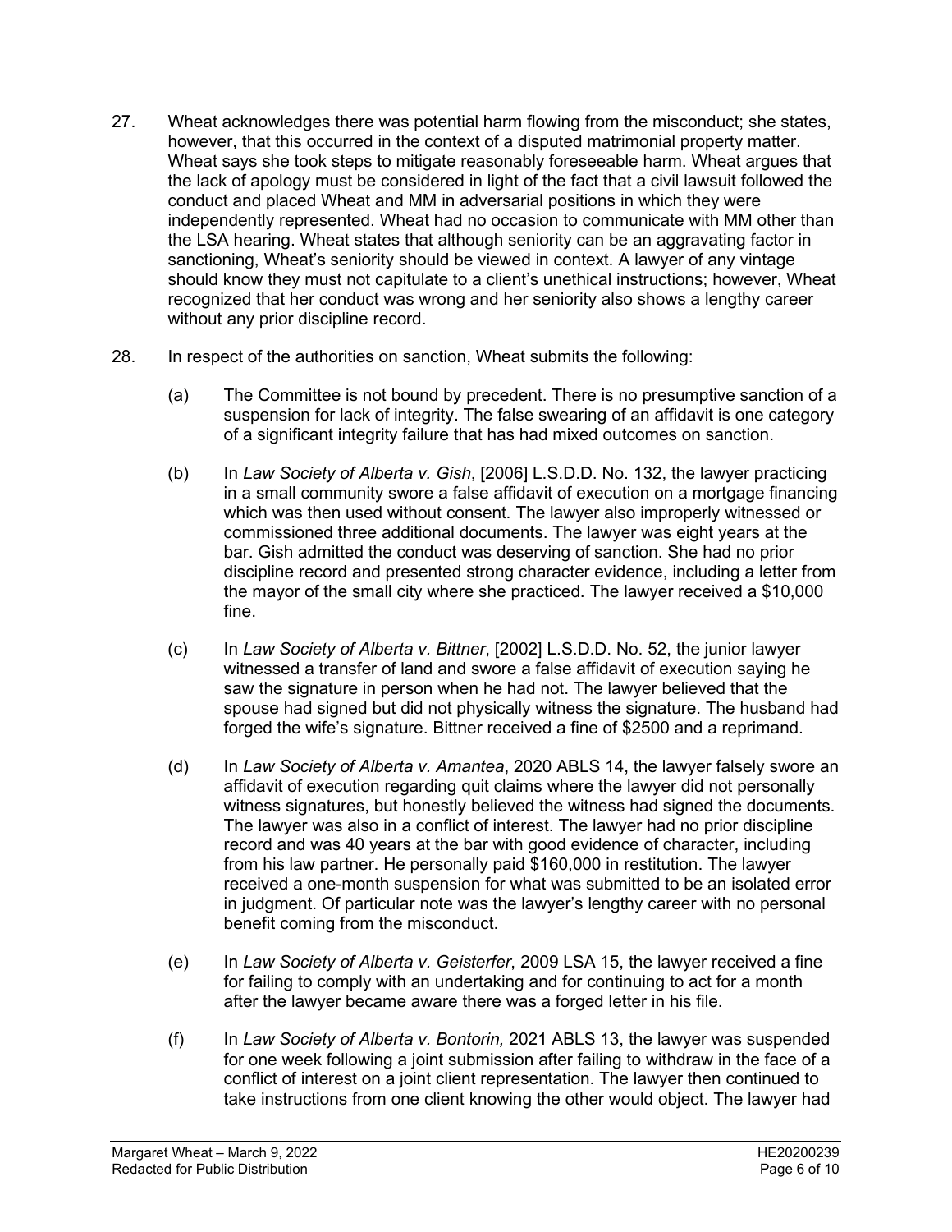27. Wheat acknowledges there was potential harm flowing from the misconduct; she states, however, that this occurred in the context of a disputed matrimonial property matter. Wheat says she took steps to mitigate reasonably foreseeable harm. Wheat argues that the lack of apology must be considered in light of the fact that a civil lawsuit followed the conduct and placed Wheat and MM in adversarial positions in which they were independently represented. Wheat had no occasion to communicate with MM other than the LSA hearing. Wheat states that although seniority can be an aggravating factor in sanctioning, Wheat's seniority should be viewed in context. A lawyer of any vintage should know they must not capitulate to a client's unethical instructions; however, Wheat recognized that her conduct was wrong and her seniority also shows a lengthy career without any prior discipline record.

28. In respect of the authorities on sanction, Wheat submits the following:

    (a) The Committee is not bound by precedent. There is no presumptive sanction of a suspension for lack of integrity. The false swearing of an affidavit is one category of a significant integrity failure that has had mixed outcomes on sanction.

    (b) In *Law Society of Alberta v. Gish*, [2006] L.S.D.D. No. 132, the lawyer practicing in a small community swore a false affidavit of execution on a mortgage financing which was then used without consent. The lawyer also improperly witnessed or commissioned three additional documents. The lawyer was eight years at the bar. Gish admitted the conduct was deserving of sanction. She had no prior discipline record and presented strong character evidence, including a letter from the mayor of the small city where she practiced. The lawyer received a $10,000 fine.

    (c) In *Law Society of Alberta v. Bittner*, [2002] L.S.D.D. No. 52, the junior lawyer witnessed a transfer of land and swore a false affidavit of execution saying he saw the signature in person when he had not. The lawyer believed that the spouse had signed but did not physically witness the signature. The husband had forged the wife's signature. Bittner received a fine of $2500 and a reprimand.

    (d) In *Law Society of Alberta v. Amantea*, 2020 ABLS 14, the lawyer falsely swore an affidavit of execution regarding quit claims where the lawyer did not personally witness signatures, but honestly believed the witness had signed the documents. The lawyer was also in a conflict of interest. The lawyer had no prior discipline record and was 40 years at the bar with good evidence of character, including from his law partner. He personally paid $160,000 in restitution. The lawyer received a one-month suspension for what was submitted to be an isolated error in judgment. Of particular note was the lawyer's lengthy career with no personal benefit coming from the misconduct.

    (e) In *Law Society of Alberta v. Geisterfer*, 2009 LSA 15, the lawyer received a fine for failing to comply with an undertaking and for continuing to act for a month after the lawyer became aware there was a forged letter in his file.

    (f) In *Law Society of Alberta v. Bontorin,* 2021 ABLS 13, the lawyer was suspended for one week following a joint submission after failing to withdraw in the face of a conflict of interest on a joint client representation. The lawyer then continued to take instructions from one client knowing the other would object. The lawyer had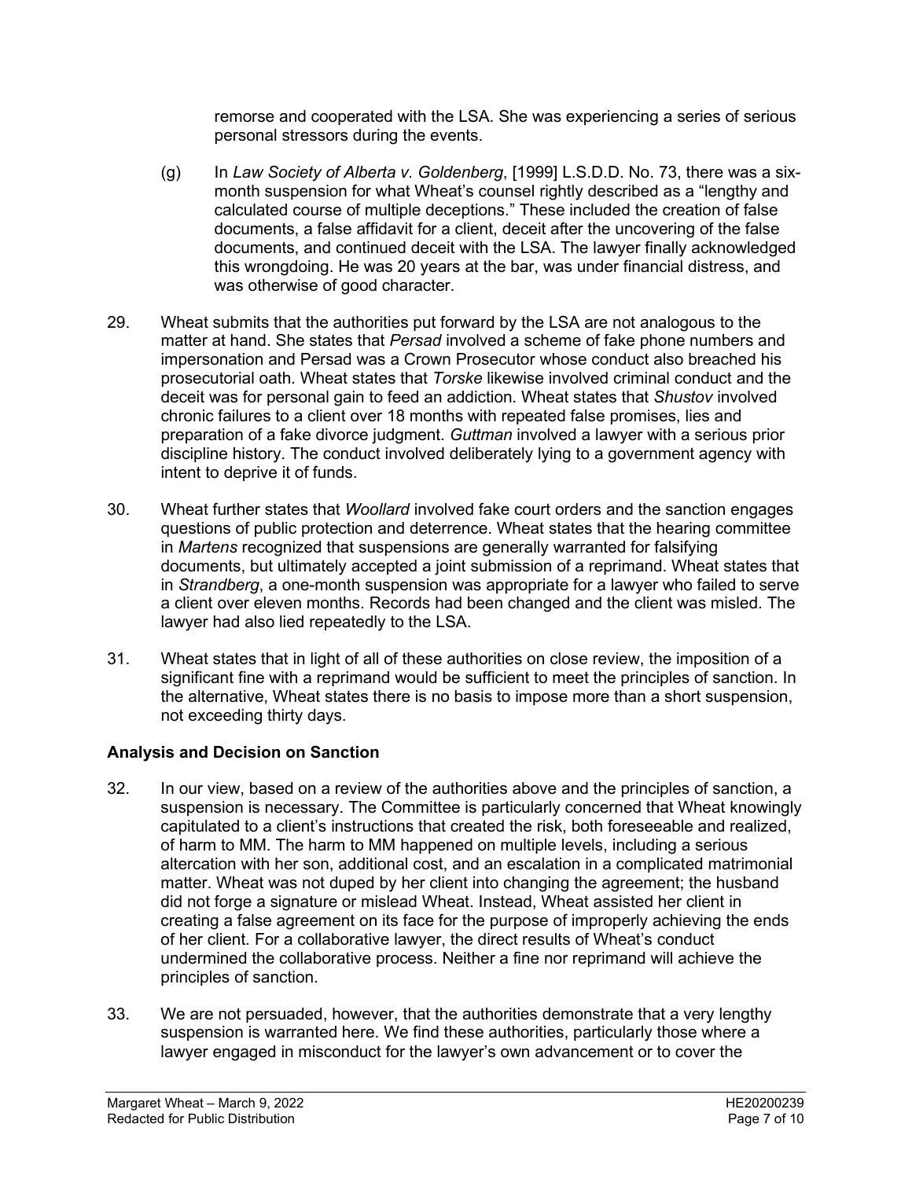remorse and cooperated with the LSA. She was experiencing a series of serious personal stressors during the events.

(g) In *Law Society of Alberta v. Goldenberg*, [1999] L.S.D.D. No. 73, there was a six-month suspension for what Wheat's counsel rightly described as a "lengthy and calculated course of multiple deceptions." These included the creation of false documents, a false affidavit for a client, deceit after the uncovering of the false documents, and continued deceit with the LSA. The lawyer finally acknowledged this wrongdoing. He was 20 years at the bar, was under financial distress, and was otherwise of good character.

29. Wheat submits that the authorities put forward by the LSA are not analogous to the matter at hand. She states that *Persad* involved a scheme of fake phone numbers and impersonation and Persad was a Crown Prosecutor whose conduct also breached his prosecutorial oath. Wheat states that *Torske* likewise involved criminal conduct and the deceit was for personal gain to feed an addiction. Wheat states that *Shustov* involved chronic failures to a client over 18 months with repeated false promises, lies and preparation of a fake divorce judgment. *Guttman* involved a lawyer with a serious prior discipline history. The conduct involved deliberately lying to a government agency with intent to deprive it of funds.

30. Wheat further states that *Woollard* involved fake court orders and the sanction engages questions of public protection and deterrence. Wheat states that the hearing committee in *Martens* recognized that suspensions are generally warranted for falsifying documents, but ultimately accepted a joint submission of a reprimand. Wheat states that in *Strandberg*, a one-month suspension was appropriate for a lawyer who failed to serve a client over eleven months. Records had been changed and the client was misled. The lawyer had also lied repeatedly to the LSA.

31. Wheat states that in light of all of these authorities on close review, the imposition of a significant fine with a reprimand would be sufficient to meet the principles of sanction. In the alternative, Wheat states there is no basis to impose more than a short suspension, not exceeding thirty days.

## Analysis and Decision on Sanction

32. In our view, based on a review of the authorities above and the principles of sanction, a suspension is necessary. The Committee is particularly concerned that Wheat knowingly capitulated to a client's instructions that created the risk, both foreseeable and realized, of harm to MM. The harm to MM happened on multiple levels, including a serious altercation with her son, additional cost, and an escalation in a complicated matrimonial matter. Wheat was not duped by her client into changing the agreement; the husband did not forge a signature or mislead Wheat. Instead, Wheat assisted her client in creating a false agreement on its face for the purpose of improperly achieving the ends of her client. For a collaborative lawyer, the direct results of Wheat's conduct undermined the collaborative process. Neither a fine nor reprimand will achieve the principles of sanction.

33. We are not persuaded, however, that the authorities demonstrate that a very lengthy suspension is warranted here. We find these authorities, particularly those where a lawyer engaged in misconduct for the lawyer's own advancement or to cover the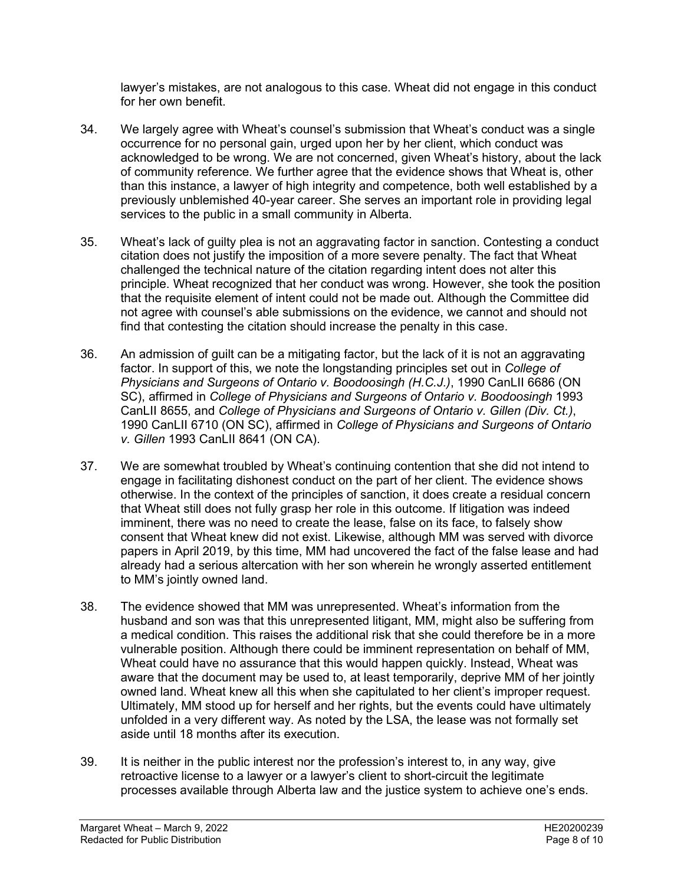lawyer's mistakes, are not analogous to this case. Wheat did not engage in this conduct for her own benefit.

34. We largely agree with Wheat's counsel's submission that Wheat's conduct was a single occurrence for no personal gain, urged upon her by her client, which conduct was acknowledged to be wrong. We are not concerned, given Wheat's history, about the lack of community reference. We further agree that the evidence shows that Wheat is, other than this instance, a lawyer of high integrity and competence, both well established by a previously unblemished 40-year career. She serves an important role in providing legal services to the public in a small community in Alberta.

35. Wheat's lack of guilty plea is not an aggravating factor in sanction. Contesting a conduct citation does not justify the imposition of a more severe penalty. The fact that Wheat challenged the technical nature of the citation regarding intent does not alter this principle. Wheat recognized that her conduct was wrong. However, she took the position that the requisite element of intent could not be made out. Although the Committee did not agree with counsel's able submissions on the evidence, we cannot and should not find that contesting the citation should increase the penalty in this case.

36. An admission of guilt can be a mitigating factor, but the lack of it is not an aggravating factor. In support of this, we note the longstanding principles set out in *College of Physicians and Surgeons of Ontario v. Boodoosingh (H.C.J.)*, 1990 CanLII 6686 (ON SC), affirmed in *College of Physicians and Surgeons of Ontario v. Boodoosingh* 1993 CanLII 8655, and *College of Physicians and Surgeons of Ontario v. Gillen (Div. Ct.)*, 1990 CanLII 6710 (ON SC), affirmed in *College of Physicians and Surgeons of Ontario v. Gillen* 1993 CanLII 8641 (ON CA).

37. We are somewhat troubled by Wheat's continuing contention that she did not intend to engage in facilitating dishonest conduct on the part of her client. The evidence shows otherwise. In the context of the principles of sanction, it does create a residual concern that Wheat still does not fully grasp her role in this outcome. If litigation was indeed imminent, there was no need to create the lease, false on its face, to falsely show consent that Wheat knew did not exist. Likewise, although MM was served with divorce papers in April 2019, by this time, MM had uncovered the fact of the false lease and had already had a serious altercation with her son wherein he wrongly asserted entitlement to MM's jointly owned land.

38. The evidence showed that MM was unrepresented. Wheat's information from the husband and son was that this unrepresented litigant, MM, might also be suffering from a medical condition. This raises the additional risk that she could therefore be in a more vulnerable position. Although there could be imminent representation on behalf of MM, Wheat could have no assurance that this would happen quickly. Instead, Wheat was aware that the document may be used to, at least temporarily, deprive MM of her jointly owned land. Wheat knew all this when she capitulated to her client's improper request. Ultimately, MM stood up for herself and her rights, but the events could have ultimately unfolded in a very different way. As noted by the LSA, the lease was not formally set aside until 18 months after its execution.

39. It is neither in the public interest nor the profession's interest to, in any way, give retroactive license to a lawyer or a lawyer's client to short-circuit the legitimate processes available through Alberta law and the justice system to achieve one's ends.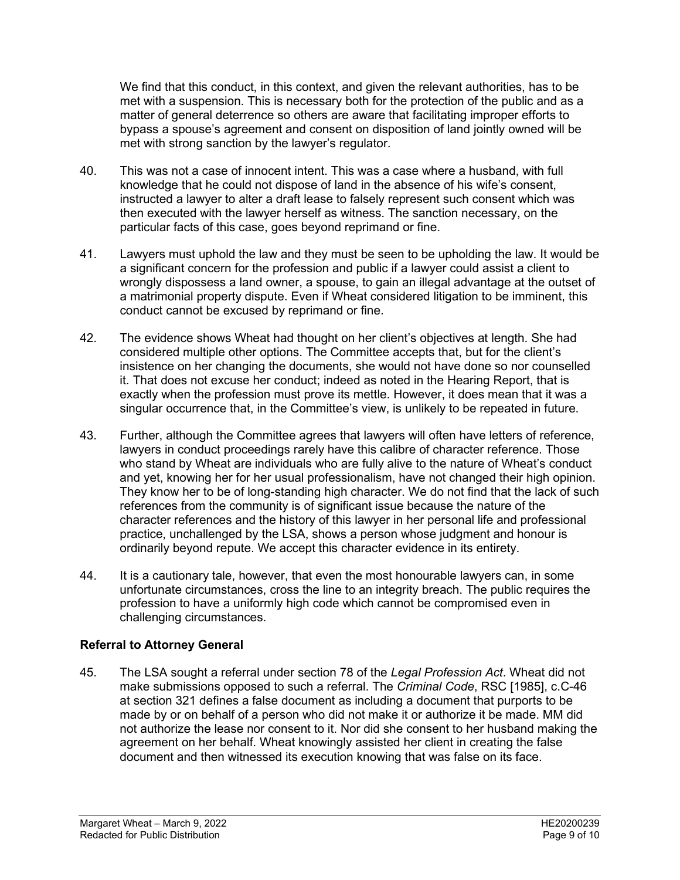We find that this conduct, in this context, and given the relevant authorities, has to be met with a suspension. This is necessary both for the protection of the public and as a matter of general deterrence so others are aware that facilitating improper efforts to bypass a spouse's agreement and consent on disposition of land jointly owned will be met with strong sanction by the lawyer's regulator.

40. This was not a case of innocent intent. This was a case where a husband, with full knowledge that he could not dispose of land in the absence of his wife's consent, instructed a lawyer to alter a draft lease to falsely represent such consent which was then executed with the lawyer herself as witness. The sanction necessary, on the particular facts of this case, goes beyond reprimand or fine.

41. Lawyers must uphold the law and they must be seen to be upholding the law. It would be a significant concern for the profession and public if a lawyer could assist a client to wrongly dispossess a land owner, a spouse, to gain an illegal advantage at the outset of a matrimonial property dispute. Even if Wheat considered litigation to be imminent, this conduct cannot be excused by reprimand or fine.

42. The evidence shows Wheat had thought on her client's objectives at length. She had considered multiple other options. The Committee accepts that, but for the client's insistence on her changing the documents, she would not have done so nor counselled it. That does not excuse her conduct; indeed as noted in the Hearing Report, that is exactly when the profession must prove its mettle. However, it does mean that it was a singular occurrence that, in the Committee's view, is unlikely to be repeated in future.

43. Further, although the Committee agrees that lawyers will often have letters of reference, lawyers in conduct proceedings rarely have this calibre of character reference. Those who stand by Wheat are individuals who are fully alive to the nature of Wheat's conduct and yet, knowing her for her usual professionalism, have not changed their high opinion. They know her to be of long-standing high character. We do not find that the lack of such references from the community is of significant issue because the nature of the character references and the history of this lawyer in her personal life and professional practice, unchallenged by the LSA, shows a person whose judgment and honour is ordinarily beyond repute. We accept this character evidence in its entirety.

44. It is a cautionary tale, however, that even the most honourable lawyers can, in some unfortunate circumstances, cross the line to an integrity breach. The public requires the profession to have a uniformly high code which cannot be compromised even in challenging circumstances.

## Referral to Attorney General

45. The LSA sought a referral under section 78 of the *Legal Profession Act*. Wheat did not make submissions opposed to such a referral. The *Criminal Code*, RSC [1985], c.C-46 at section 321 defines a false document as including a document that purports to be made by or on behalf of a person who did not make it or authorize it be made. MM did not authorize the lease nor consent to it. Nor did she consent to her husband making the agreement on her behalf. Wheat knowingly assisted her client in creating the false document and then witnessed its execution knowing that was false on its face.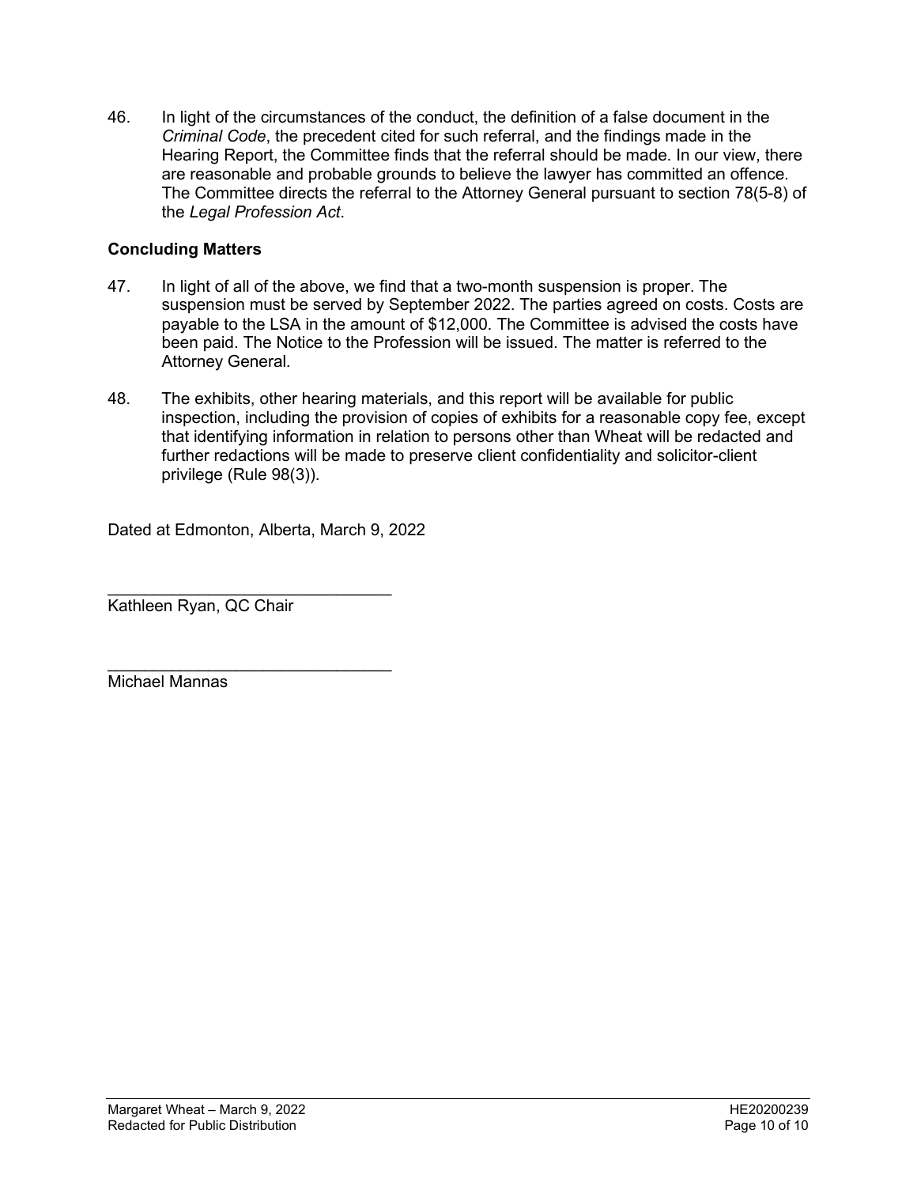46. In light of the circumstances of the conduct, the definition of a false document in the *Criminal Code*, the precedent cited for such referral, and the findings made in the Hearing Report, the Committee finds that the referral should be made. In our view, there are reasonable and probable grounds to believe the lawyer has committed an offence. The Committee directs the referral to the Attorney General pursuant to section 78(5-8) of the *Legal Profession Act*.

**Concluding Matters**

47. In light of all of the above, we find that a two-month suspension is proper. The suspension must be served by September 2022. The parties agreed on costs. Costs are payable to the LSA in the amount of $12,000. The Committee is advised the costs have been paid. The Notice to the Profession will be issued. The matter is referred to the Attorney General.

48. The exhibits, other hearing materials, and this report will be available for public inspection, including the provision of copies of exhibits for a reasonable copy fee, except that identifying information in relation to persons other than Wheat will be redacted and further redactions will be made to preserve client confidentiality and solicitor-client privilege (Rule 98(3)).

Dated at Edmonton, Alberta, March 9, 2022

_______________________________
Kathleen Ryan, QC Chair

_______________________________
Michael Mannas